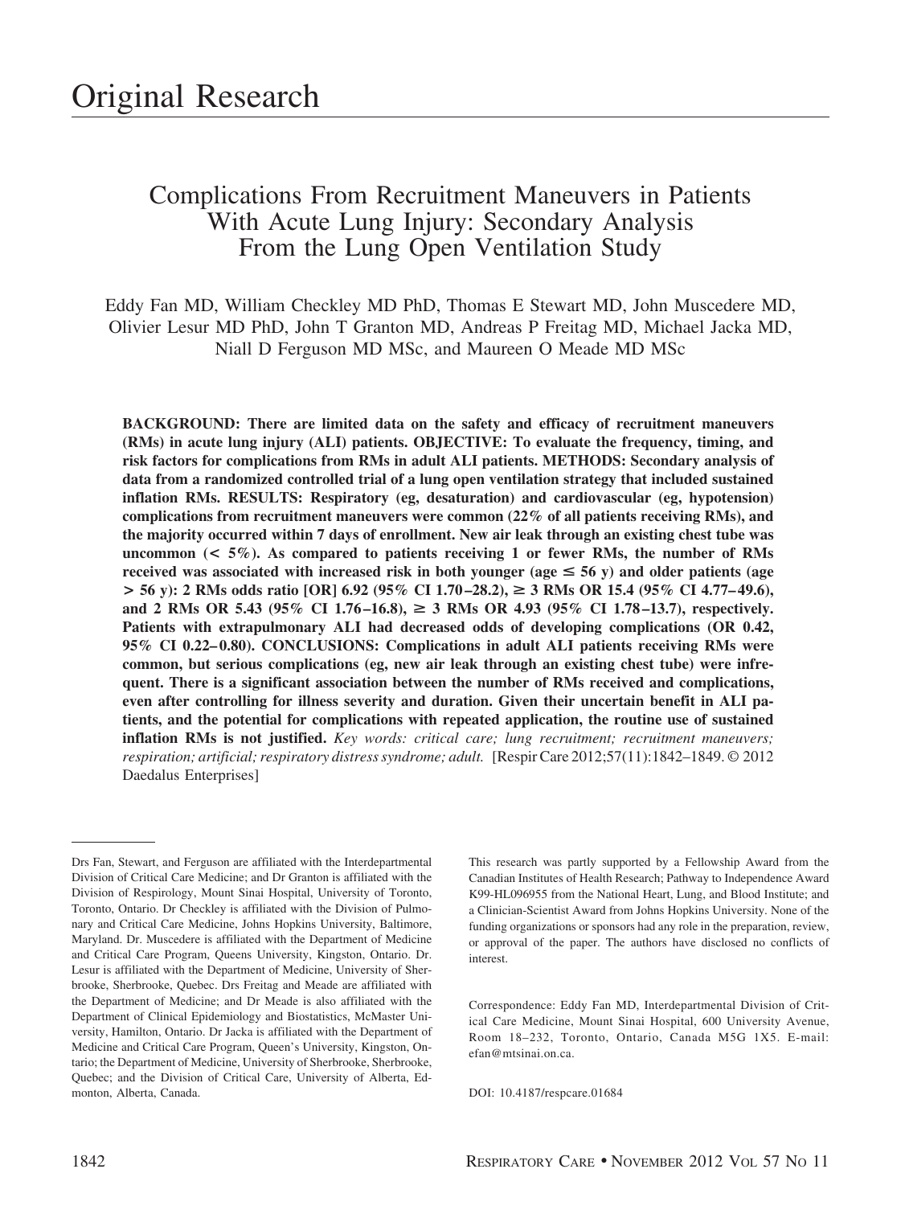# Original Research

## Complications From Recruitment Maneuvers in Patients With Acute Lung Injury: Secondary Analysis From the Lung Open Ventilation Study

Eddy Fan MD, William Checkley MD PhD, Thomas E Stewart MD, John Muscedere MD, Olivier Lesur MD PhD, John T Granton MD, Andreas P Freitag MD, Michael Jacka MD, Niall D Ferguson MD MSc, and Maureen O Meade MD MSc

**BACKGROUND: There are limited data on the safety and efficacy of recruitment maneuvers (RMs) in acute lung injury (ALI) patients. OBJECTIVE: To evaluate the frequency, timing, and risk factors for complications from RMs in adult ALI patients. METHODS: Secondary analysis of data from a randomized controlled trial of a lung open ventilation strategy that included sustained inflation RMs. RESULTS: Respiratory (eg, desaturation) and cardiovascular (eg, hypotension) complications from recruitment maneuvers were common (22% of all patients receiving RMs), and the majority occurred within 7 days of enrollment. New air leak through an existing chest tube was uncommon (< 5%). As compared to patients receiving 1 or fewer RMs, the number of RMs received was associated with increased risk in both younger (age ≤ 56 y) and older patients (age > 56 y): 2 RMs odds ratio [OR] 6.92 (95% CI 1.70–28.2), ≥ 3 RMs OR 15.4 (95% CI 4.77–49.6), and 2 RMs OR 5.43 (95% CI 1.76–16.8), ≥ 3 RMs OR 4.93 (95% CI 1.78–13.7), respectively. Patients with extrapulmonary ALI had decreased odds of developing complications (OR 0.42, 95% CI 0.22–0.80). CONCLUSIONS: Complications in adult ALI patients receiving RMs were common, but serious complications (eg, new air leak through an existing chest tube) were infrequent. There is a significant association between the number of RMs received and complications, even after controlling for illness severity and duration. Given their uncertain benefit in ALI patients, and the potential for complications with repeated application, the routine use of sustained inflation RMs is not justified.** *Key words: critical care; lung recruitment; recruitment maneuvers; respiration; artificial; respiratory distress syndrome; adult.* [Respir Care 2012;57(11):1842–1849. © 2012 Daedalus Enterprises]

---

Drs Fan, Stewart, and Ferguson are affiliated with the Interdepartmental Division of Critical Care Medicine; and Dr Granton is affiliated with the Division of Respirology, Mount Sinai Hospital, University of Toronto, Toronto, Ontario. Dr Checkley is affiliated with the Division of Pulmonary and Critical Care Medicine, Johns Hopkins University, Baltimore, Maryland. Dr. Muscedere is affiliated with the Department of Medicine and Critical Care Program, Queens University, Kingston, Ontario. Dr. Lesur is affiliated with the Department of Medicine, University of Sherbrooke, Sherbrooke, Quebec. Drs Freitag and Meade are affiliated with the Department of Medicine; and Dr Meade is also affiliated with the Department of Clinical Epidemiology and Biostatistics, McMaster University, Hamilton, Ontario. Dr Jacka is affiliated with the Department of Medicine and Critical Care Program, Queen's University, Kingston, Ontario; the Department of Medicine, University of Sherbrooke, Sherbrooke, Quebec; and the Division of Critical Care, University of Alberta, Edmonton, Alberta, Canada.

This research was partly supported by a Fellowship Award from the Canadian Institutes of Health Research; Pathway to Independence Award K99-HL096955 from the National Heart, Lung, and Blood Institute; and a Clinician-Scientist Award from Johns Hopkins University. None of the funding organizations or sponsors had any role in the preparation, review, or approval of the paper. The authors have disclosed no conflicts of interest.

Correspondence: Eddy Fan MD, Interdepartmental Division of Critical Care Medicine, Mount Sinai Hospital, 600 University Avenue, Room 18–232, Toronto, Ontario, Canada M5G 1X5. E-mail: efan@mtsinai.on.ca.

DOI: 10.4187/respcare.01684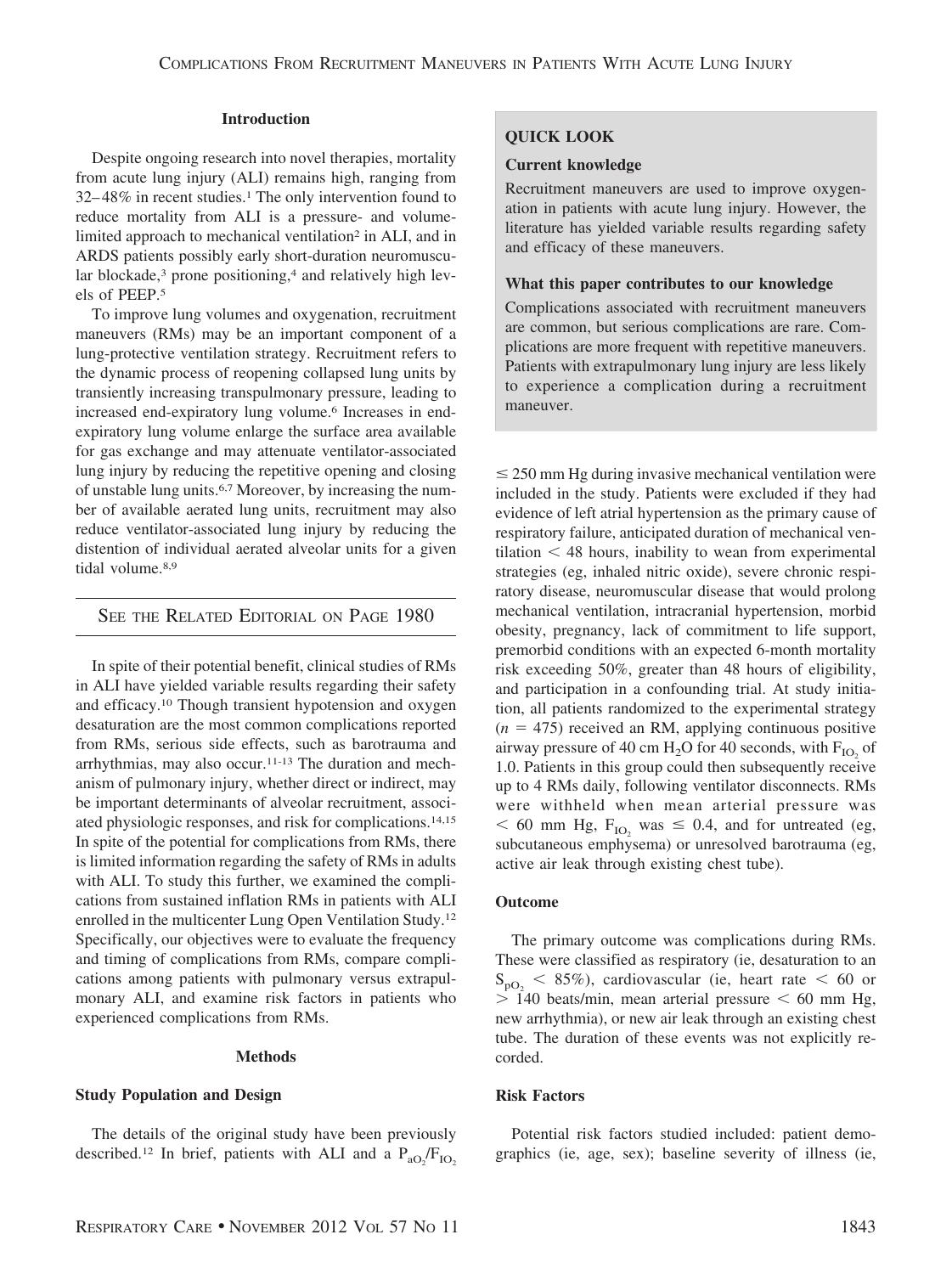## Introduction

Despite ongoing research into novel therapies, mortality from acute lung injury (ALI) remains high, ranging from 32–48% in recent studies.[1] The only intervention found to reduce mortality from ALI is a pressure- and volume-limited approach to mechanical ventilation[2] in ALI, and in ARDS patients possibly early short-duration neuromuscular blockade,[3] prone positioning,[4] and relatively high levels of PEEP.[5]

To improve lung volumes and oxygenation, recruitment maneuvers (RMs) may be an important component of a lung-protective ventilation strategy. Recruitment refers to the dynamic process of reopening collapsed lung units by transiently increasing transpulmonary pressure, leading to increased end-expiratory lung volume.[6] Increases in end-expiratory lung volume enlarge the surface area available for gas exchange and may attenuate ventilator-associated lung injury by reducing the repetitive opening and closing of unstable lung units.[6,7] Moreover, by increasing the number of available aerated lung units, recruitment may also reduce ventilator-associated lung injury by reducing the distention of individual aerated alveolar units for a given tidal volume.[8,9]

SEE THE RELATED EDITORIAL ON PAGE 1980

In spite of their potential benefit, clinical studies of RMs in ALI have yielded variable results regarding their safety and efficacy.[10] Though transient hypotension and oxygen desaturation are the most common complications reported from RMs, serious side effects, such as barotrauma and arrhythmias, may also occur.[11-13] The duration and mechanism of pulmonary injury, whether direct or indirect, may be important determinants of alveolar recruitment, associated physiologic responses, and risk for complications.[14,15] In spite of the potential for complications from RMs, there is limited information regarding the safety of RMs in adults with ALI. To study this further, we examined the complications from sustained inflation RMs in patients with ALI enrolled in the multicenter Lung Open Ventilation Study.[12] Specifically, our objectives were to evaluate the frequency and timing of complications from RMs, compare complications among patients with pulmonary versus extrapulmonary ALI, and examine risk factors in patients who experienced complications from RMs.

> **QUICK LOOK**
>
> **Current knowledge**
>
> Recruitment maneuvers are used to improve oxygenation in patients with acute lung injury. However, the literature has yielded variable results regarding safety and efficacy of these maneuvers.
>
> **What this paper contributes to our knowledge**
>
> Complications associated with recruitment maneuvers are common, but serious complications are rare. Complications are more frequent with repetitive maneuvers. Patients with extrapulmonary lung injury are less likely to experience a complication during a recruitment maneuver.

## Methods

### Study Population and Design

The details of the original study have been previously described.[12] In brief, patients with ALI and a $P_{aO_2}/F_{IO_2}$ $\leq$ 250 mm Hg during invasive mechanical ventilation were included in the study. Patients were excluded if they had evidence of left atrial hypertension as the primary cause of respiratory failure, anticipated duration of mechanical ventilation < 48 hours, inability to wean from experimental strategies (eg, inhaled nitric oxide), severe chronic respiratory disease, neuromuscular disease that would prolong mechanical ventilation, intracranial hypertension, morbid obesity, pregnancy, lack of commitment to life support, premorbid conditions with an expected 6-month mortality risk exceeding 50%, greater than 48 hours of eligibility, and participation in a confounding trial. At study initiation, all patients randomized to the experimental strategy ($n$ = 475) received an RM, applying continuous positive airway pressure of 40 cm $H_2O$ for 40 seconds, with $F_{IO_2}$ of 1.0. Patients in this group could then subsequently receive up to 4 RMs daily, following ventilator disconnects. RMs were withheld when mean arterial pressure was < 60 mm Hg, $F_{IO_2}$ was $\leq$ 0.4, and for untreated (eg, subcutaneous emphysema) or unresolved barotrauma (eg, active air leak through existing chest tube).

### Outcome

The primary outcome was complications during RMs. These were classified as respiratory (ie, desaturation to an $S_{pO_2}$ < 85%), cardiovascular (ie, heart rate < 60 or > 140 beats/min, mean arterial pressure < 60 mm Hg, new arrhythmia), or new air leak through an existing chest tube. The duration of these events was not explicitly recorded.

### Risk Factors

Potential risk factors studied included: patient demographics (ie, age, sex); baseline severity of illness (ie,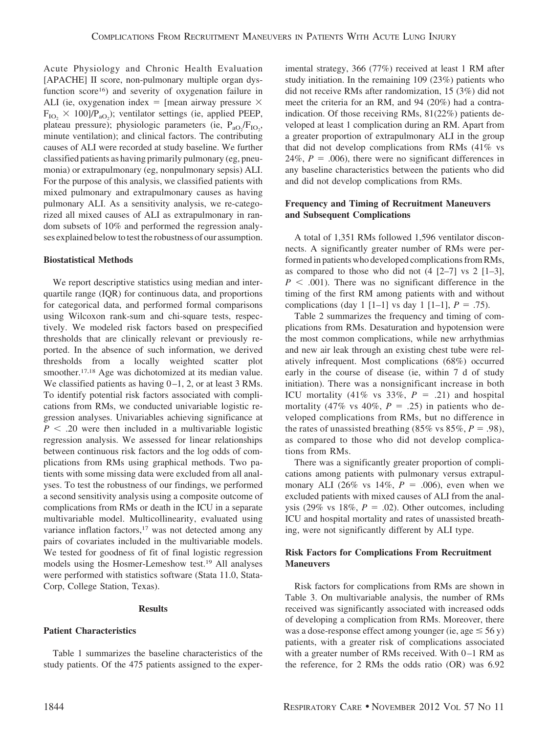Acute Physiology and Chronic Health Evaluation [APACHE] II score, non-pulmonary multiple organ dysfunction score[16]) and severity of oxygenation failure in ALI (ie, oxygenation index = [mean airway pressure × $F_{IO_2}$ × 100]/$P_{aO_2}$); ventilator settings (ie, applied PEEP, plateau pressure); physiologic parameters (ie, $P_{aO_2}/F_{IO_2}$, minute ventilation); and clinical factors. The contributing causes of ALI were recorded at study baseline. We further classified patients as having primarily pulmonary (eg, pneumonia) or extrapulmonary (eg, nonpulmonary sepsis) ALI. For the purpose of this analysis, we classified patients with mixed pulmonary and extrapulmonary causes as having pulmonary ALI. As a sensitivity analysis, we re-categorized all mixed causes of ALI as extrapulmonary in random subsets of 10% and performed the regression analyses explained below to test the robustness of our assumption.

### Biostatistical Methods

We report descriptive statistics using median and interquartile range (IQR) for continuous data, and proportions for categorical data, and performed formal comparisons using Wilcoxon rank-sum and chi-square tests, respectively. We modeled risk factors based on prespecified thresholds that are clinically relevant or previously reported. In the absence of such information, we derived thresholds from a locally weighted scatter plot smoother.[17,18] Age was dichotomized at its median value. We classified patients as having 0–1, 2, or at least 3 RMs. To identify potential risk factors associated with complications from RMs, we conducted univariable logistic regression analyses. Univariables achieving significance at $P < .20$ were then included in a multivariable logistic regression analysis. We assessed for linear relationships between continuous risk factors and the log odds of complications from RMs using graphical methods. Two patients with some missing data were excluded from all analyses. To test the robustness of our findings, we performed a second sensitivity analysis using a composite outcome of complications from RMs or death in the ICU in a separate multivariable model. Multicollinearity, evaluated using variance inflation factors,[17] was not detected among any pairs of covariates included in the multivariable models. We tested for goodness of fit of final logistic regression models using the Hosmer-Lemeshow test.[19] All analyses were performed with statistics software (Stata 11.0, StataCorp, College Station, Texas).

## Results

### Patient Characteristics

Table 1 summarizes the baseline characteristics of the study patients. Of the 475 patients assigned to the experimental strategy, 366 (77%) received at least 1 RM after study initiation. In the remaining 109 (23%) patients who did not receive RMs after randomization, 15 (3%) did not meet the criteria for an RM, and 94 (20%) had a contraindication. Of those receiving RMs, 81(22%) patients developed at least 1 complication during an RM. Apart from a greater proportion of extrapulmonary ALI in the group that did not develop complications from RMs (41% vs 24%, $P = .006$), there were no significant differences in any baseline characteristics between the patients who did and did not develop complications from RMs.

### Frequency and Timing of Recruitment Maneuvers and Subsequent Complications

A total of 1,351 RMs followed 1,596 ventilator disconnects. A significantly greater number of RMs were performed in patients who developed complications from RMs, as compared to those who did not (4 [2–7] vs 2 [1–3], $P < .001$). There was no significant difference in the timing of the first RM among patients with and without complications (day 1 [1–1] vs day 1 [1–1], $P = .75$).

Table 2 summarizes the frequency and timing of complications from RMs. Desaturation and hypotension were the most common complications, while new arrhythmias and new air leak through an existing chest tube were relatively infrequent. Most complications (68%) occurred early in the course of disease (ie, within 7 d of study initiation). There was a nonsignificant increase in both ICU mortality (41% vs 33%, $P = .21$) and hospital mortality (47% vs 40%, $P = .25$) in patients who developed complications from RMs, but no difference in the rates of unassisted breathing (85% vs 85%, $P = .98$), as compared to those who did not develop complications from RMs.

There was a significantly greater proportion of complications among patients with pulmonary versus extrapulmonary ALI (26% vs 14%, $P = .006$), even when we excluded patients with mixed causes of ALI from the analysis (29% vs 18%, $P = .02$). Other outcomes, including ICU and hospital mortality and rates of unassisted breathing, were not significantly different by ALI type.

### Risk Factors for Complications From Recruitment Maneuvers

Risk factors for complications from RMs are shown in Table 3. On multivariable analysis, the number of RMs received was significantly associated with increased odds of developing a complication from RMs. Moreover, there was a dose-response effect among younger (ie, age ≤ 56 y) patients, with a greater risk of complications associated with a greater number of RMs received. With 0–1 RM as the reference, for 2 RMs the odds ratio (OR) was 6.92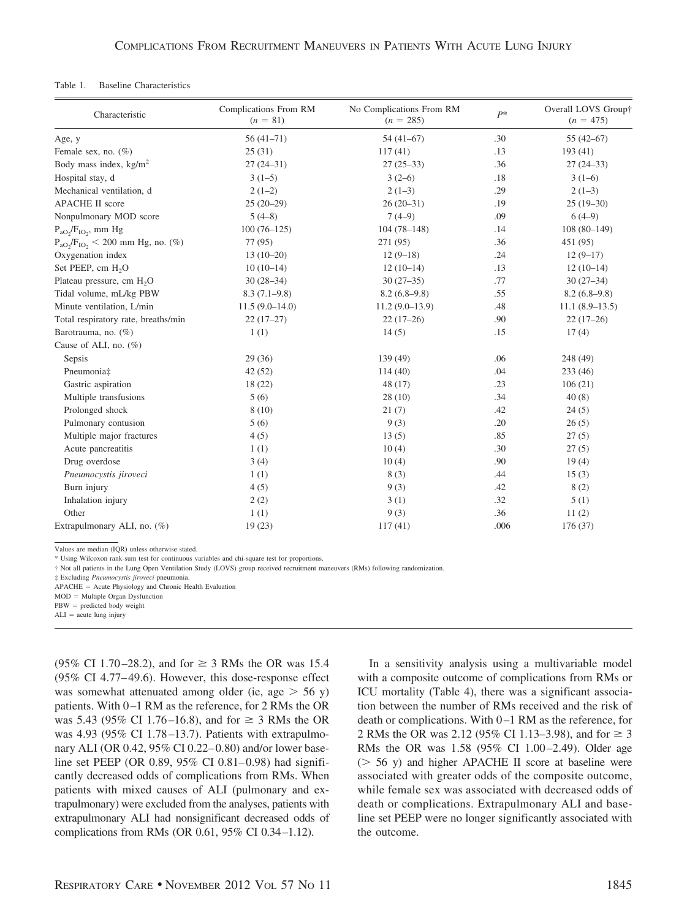Table 1. Baseline Characteristics

| Characteristic | Complications From RM ($n$ = 81) | No Complications From RM ($n$ = 285) | $P$* | Overall LOVS Group† ($n$ = 475) |
|---|---|---|---|---|
| Age, y | 56 (41–71) | 54 (41–67) | .30 | 55 (42–67) |
| Female sex, no. (%) | 25 (31) | 117 (41) | .13 | 193 (41) |
| Body mass index, kg/m$^2$ | 27 (24–31) | 27 (25–33) | .36 | 27 (24–33) |
| Hospital stay, d | 3 (1–5) | 3 (2–6) | .18 | 3 (1–6) |
| Mechanical ventilation, d | 2 (1–2) | 2 (1–3) | .29 | 2 (1–3) |
| APACHE II score | 25 (20–29) | 26 (20–31) | .19 | 25 (19–30) |
| Nonpulmonary MOD score | 5 (4–8) | 7 (4–9) | .09 | 6 (4–9) |
| $P_{aO_2}/F_{IO_2}$, mm Hg | 100 (76–125) | 104 (78–148) | .14 | 108 (80–149) |
| $P_{aO_2}/F_{IO_2}$ < 200 mm Hg, no. (%) | 77 (95) | 271 (95) | .36 | 451 (95) |
| Oxygenation index | 13 (10–20) | 12 (9–18) | .24 | 12 (9–17) |
| Set PEEP, cm $H_2O$ | 10 (10–14) | 12 (10–14) | .13 | 12 (10–14) |
| Plateau pressure, cm $H_2O$ | 30 (28–34) | 30 (27–35) | .77 | 30 (27–34) |
| Tidal volume, mL/kg PBW | 8.3 (7.1–9.8) | 8.2 (6.8–9.8) | .55 | 8.2 (6.8–9.8) |
| Minute ventilation, L/min | 11.5 (9.0–14.0) | 11.2 (9.0–13.9) | .48 | 11.1 (8.9–13.5) |
| Total respiratory rate, breaths/min | 22 (17–27) | 22 (17–26) | .90 | 22 (17–26) |
| Barotrauma, no. (%) | 1 (1) | 14 (5) | .15 | 17 (4) |
| Cause of ALI, no. (%) | | | | |
| Sepsis | 29 (36) | 139 (49) | .06 | 248 (49) |
| Pneumonia‡ | 42 (52) | 114 (40) | .04 | 233 (46) |
| Gastric aspiration | 18 (22) | 48 (17) | .23 | 106 (21) |
| Multiple transfusions | 5 (6) | 28 (10) | .34 | 40 (8) |
| Prolonged shock | 8 (10) | 21 (7) | .42 | 24 (5) |
| Pulmonary contusion | 5 (6) | 9 (3) | .20 | 26 (5) |
| Multiple major fractures | 4 (5) | 13 (5) | .85 | 27 (5) |
| Acute pancreatitis | 1 (1) | 10 (4) | .30 | 27 (5) |
| Drug overdose | 3 (4) | 10 (4) | .90 | 19 (4) |
| *Pneumocystis jiroveci* | 1 (1) | 8 (3) | .44 | 15 (3) |
| Burn injury | 4 (5) | 9 (3) | .42 | 8 (2) |
| Inhalation injury | 2 (2) | 3 (1) | .32 | 5 (1) |
| Other | 1 (1) | 9 (3) | .36 | 11 (2) |
| Extrapulmonary ALI, no. (%) | 19 (23) | 117 (41) | .006 | 176 (37) |

Values are median (IQR) unless otherwise stated.
* Using Wilcoxon rank-sum test for continuous variables and chi-square test for proportions.
† Not all patients in the Lung Open Ventilation Study (LOVS) group received recruitment maneuvers (RMs) following randomization.
‡ Excluding *Pneumocystis jiroveci* pneumonia.
APACHE = Acute Physiology and Chronic Health Evaluation
MOD = Multiple Organ Dysfunction
PBW = predicted body weight
ALI = acute lung injury

(95% CI 1.70–28.2), and for ≥ 3 RMs the OR was 15.4 (95% CI 4.77–49.6). However, this dose-response effect was somewhat attenuated among older (ie, age > 56 y) patients. With 0–1 RM as the reference, for 2 RMs the OR was 5.43 (95% CI 1.76–16.8), and for ≥ 3 RMs the OR was 4.93 (95% CI 1.78–13.7). Patients with extrapulmonary ALI (OR 0.42, 95% CI 0.22–0.80) and/or lower baseline set PEEP (OR 0.89, 95% CI 0.81–0.98) had significantly decreased odds of complications from RMs. When patients with mixed causes of ALI (pulmonary and extrapulmonary) were excluded from the analyses, patients with extrapulmonary ALI had nonsignificant decreased odds of complications from RMs (OR 0.61, 95% CI 0.34–1.12).

In a sensitivity analysis using a multivariable model with a composite outcome of complications from RMs or ICU mortality (Table 4), there was a significant association between the number of RMs received and the risk of death or complications. With 0–1 RM as the reference, for 2 RMs the OR was 2.12 (95% CI 1.13–3.98), and for ≥ 3 RMs the OR was 1.58 (95% CI 1.00–2.49). Older age (> 56 y) and higher APACHE II score at baseline were associated with greater odds of the composite outcome, while female sex was associated with decreased odds of death or complications. Extrapulmonary ALI and baseline set PEEP were no longer significantly associated with the outcome.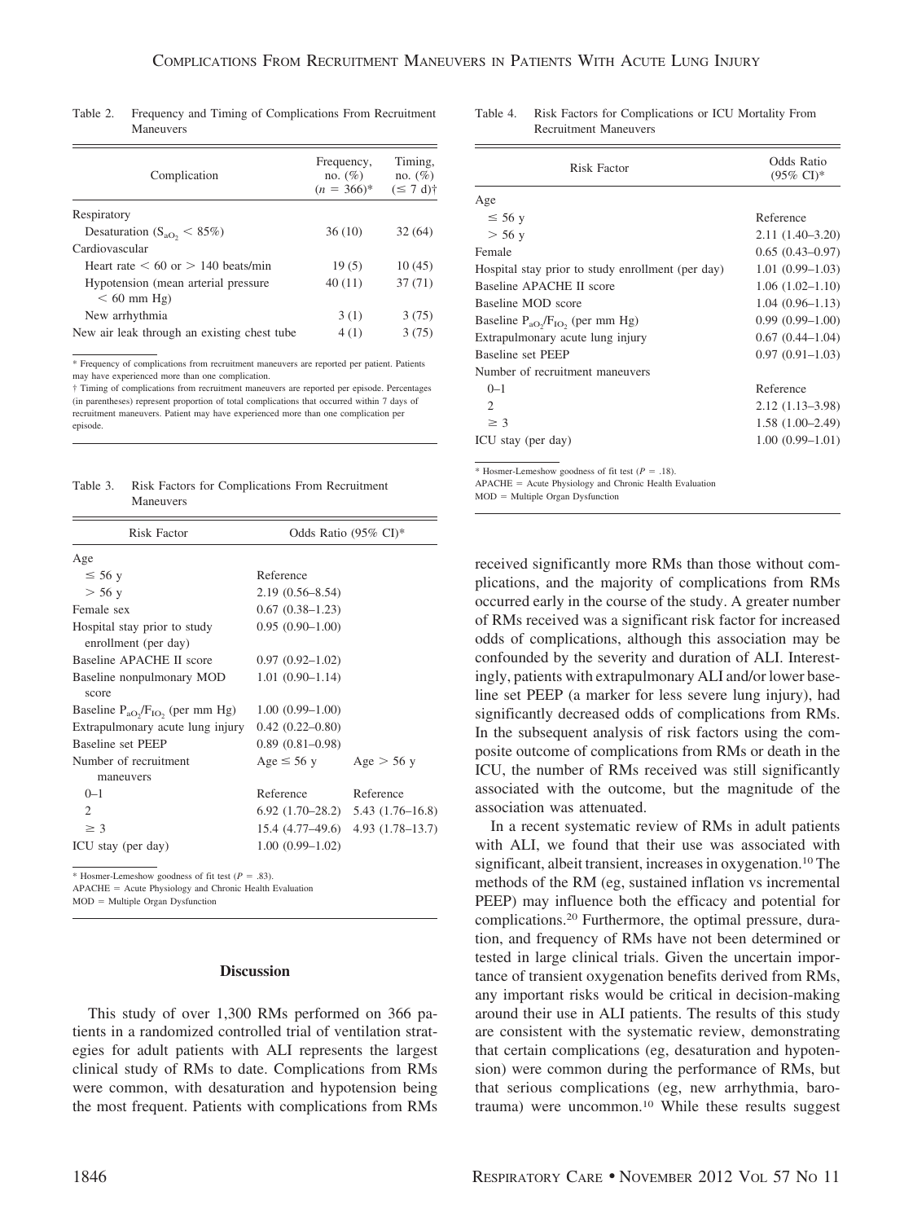Table 2. Frequency and Timing of Complications From Recruitment Maneuvers

| Complication | Frequency, no. (%) ($n$ = 366)* | Timing, no. (%) (≤ 7 d)† |
|---|---|---|
| Respiratory | | |
| Desaturation ($S_{aO_2}$ < 85%) | 36 (10) | 32 (64) |
| Cardiovascular | | |
| Heart rate < 60 or > 140 beats/min | 19 (5) | 10 (45) |
| Hypotension (mean arterial pressure < 60 mm Hg) | 40 (11) | 37 (71) |
| New arrhythmia | 3 (1) | 3 (75) |
| New air leak through an existing chest tube | 4 (1) | 3 (75) |

* Frequency of complications from recruitment maneuvers are reported per patient. Patients may have experienced more than one complication.
† Timing of complications from recruitment maneuvers are reported per episode. Percentages (in parentheses) represent proportion of total complications that occurred within 7 days of recruitment maneuvers. Patient may have experienced more than one complication per episode.

Table 3. Risk Factors for Complications From Recruitment Maneuvers

| Risk Factor | Odds Ratio (95% CI)* | |
|---|---|---|
| Age | | |
| ≤ 56 y | Reference | |
| > 56 y | 2.19 (0.56–8.54) | |
| Female sex | 0.67 (0.38–1.23) | |
| Hospital stay prior to study enrollment (per day) | 0.95 (0.90–1.00) | |
| Baseline APACHE II score | 0.97 (0.92–1.02) | |
| Baseline nonpulmonary MOD score | 1.01 (0.90–1.14) | |
| Baseline $P_{aO_2}/F_{IO_2}$ (per mm Hg) | 1.00 (0.99–1.00) | |
| Extrapulmonary acute lung injury | 0.42 (0.22–0.80) | |
| Baseline set PEEP | 0.89 (0.81–0.98) | |
| Number of recruitment maneuvers | Age ≤ 56 y | Age > 56 y |
| 0–1 | Reference | Reference |
| 2 | 6.92 (1.70–28.2) | 5.43 (1.76–16.8) |
| ≥ 3 | 15.4 (4.77–49.6) | 4.93 (1.78–13.7) |
| ICU stay (per day) | 1.00 (0.99–1.02) | |

* Hosmer-Lemeshow goodness of fit test ($P$ = .83).
APACHE = Acute Physiology and Chronic Health Evaluation
MOD = Multiple Organ Dysfunction

Table 4. Risk Factors for Complications or ICU Mortality From Recruitment Maneuvers

| Risk Factor | Odds Ratio (95% CI)* |
|---|---|
| Age | |
| ≤ 56 y | Reference |
| > 56 y | 2.11 (1.40–3.20) |
| Female | 0.65 (0.43–0.97) |
| Hospital stay prior to study enrollment (per day) | 1.01 (0.99–1.03) |
| Baseline APACHE II score | 1.06 (1.02–1.10) |
| Baseline MOD score | 1.04 (0.96–1.13) |
| Baseline $P_{aO_2}/F_{IO_2}$ (per mm Hg) | 0.99 (0.99–1.00) |
| Extrapulmonary acute lung injury | 0.67 (0.44–1.04) |
| Baseline set PEEP | 0.97 (0.91–1.03) |
| Number of recruitment maneuvers | |
| 0–1 | Reference |
| 2 | 2.12 (1.13–3.98) |
| ≥ 3 | 1.58 (1.00–2.49) |
| ICU stay (per day) | 1.00 (0.99–1.01) |

* Hosmer-Lemeshow goodness of fit test ($P$ = .18).
APACHE = Acute Physiology and Chronic Health Evaluation
MOD = Multiple Organ Dysfunction

## Discussion

This study of over 1,300 RMs performed on 366 patients in a randomized controlled trial of ventilation strategies for adult patients with ALI represents the largest clinical study of RMs to date. Complications from RMs were common, with desaturation and hypotension being the most frequent. Patients with complications from RMs received significantly more RMs than those without complications, and the majority of complications from RMs occurred early in the course of the study. A greater number of RMs received was a significant risk factor for increased odds of complications, although this association may be confounded by the severity and duration of ALI. Interestingly, patients with extrapulmonary ALI and/or lower baseline set PEEP (a marker for less severe lung injury), had significantly decreased odds of complications from RMs. In the subsequent analysis of risk factors using the composite outcome of complications from RMs or death in the ICU, the number of RMs received was still significantly associated with the outcome, but the magnitude of the association was attenuated.

In a recent systematic review of RMs in adult patients with ALI, we found that their use was associated with significant, albeit transient, increases in oxygenation.[10] The methods of the RM (eg, sustained inflation vs incremental PEEP) may influence both the efficacy and potential for complications.[20] Furthermore, the optimal pressure, duration, and frequency of RMs have not been determined or tested in large clinical trials. Given the uncertain importance of transient oxygenation benefits derived from RMs, any important risks would be critical in decision-making around their use in ALI patients. The results of this study are consistent with the systematic review, demonstrating that certain complications (eg, desaturation and hypotension) were common during the performance of RMs, but that serious complications (eg, new arrhythmia, barotrauma) were uncommon.[10] While these results suggest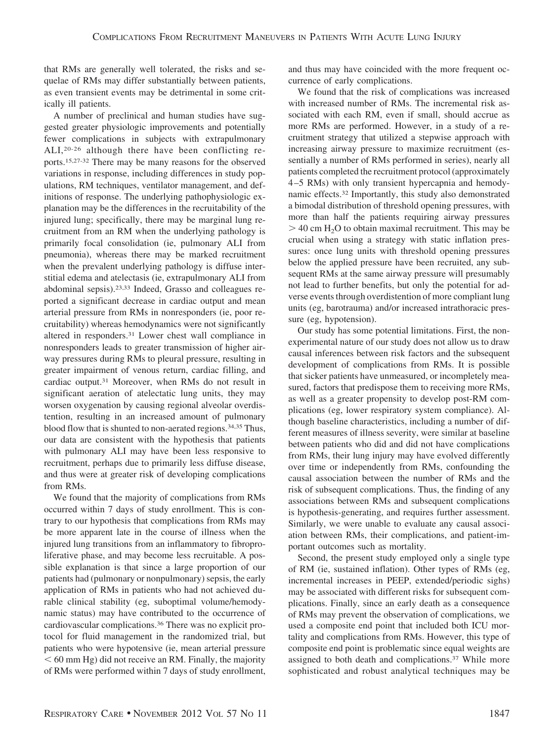that RMs are generally well tolerated, the risks and sequelae of RMs may differ substantially between patients, as even transient events may be detrimental in some critically ill patients.

A number of preclinical and human studies have suggested greater physiologic improvements and potentially fewer complications in subjects with extrapulmonary ALI,[20-26] although there have been conflicting reports.[15,27-32] There may be many reasons for the observed variations in response, including differences in study populations, RM techniques, ventilator management, and definitions of response. The underlying pathophysiologic explanation may be the differences in the recruitability of the injured lung; specifically, there may be marginal lung recruitment from an RM when the underlying pathology is primarily focal consolidation (ie, pulmonary ALI from pneumonia), whereas there may be marked recruitment when the prevalent underlying pathology is diffuse interstitial edema and atelectasis (ie, extrapulmonary ALI from abdominal sepsis).[23,33] Indeed, Grasso and colleagues reported a significant decrease in cardiac output and mean arterial pressure from RMs in nonresponders (ie, poor recruitability) whereas hemodynamics were not significantly altered in responders.[31] Lower chest wall compliance in nonresponders leads to greater transmission of higher airway pressures during RMs to pleural pressure, resulting in greater impairment of venous return, cardiac filling, and cardiac output.[31] Moreover, when RMs do not result in significant aeration of atelectatic lung units, they may worsen oxygenation by causing regional alveolar overdistention, resulting in an increased amount of pulmonary blood flow that is shunted to non-aerated regions.[34,35] Thus, our data are consistent with the hypothesis that patients with pulmonary ALI may have been less responsive to recruitment, perhaps due to primarily less diffuse disease, and thus were at greater risk of developing complications from RMs.

We found that the majority of complications from RMs occurred within 7 days of study enrollment. This is contrary to our hypothesis that complications from RMs may be more apparent late in the course of illness when the injured lung transitions from an inflammatory to fibroproliferative phase, and may become less recruitable. A possible explanation is that since a large proportion of our patients had (pulmonary or nonpulmonary) sepsis, the early application of RMs in patients who had not achieved durable clinical stability (eg, suboptimal volume/hemodynamic status) may have contributed to the occurrence of cardiovascular complications.[36] There was no explicit protocol for fluid management in the randomized trial, but patients who were hypotensive (ie, mean arterial pressure $< 60$ mm Hg) did not receive an RM. Finally, the majority of RMs were performed within 7 days of study enrollment, and thus may have coincided with the more frequent occurrence of early complications.

We found that the risk of complications was increased with increased number of RMs. The incremental risk associated with each RM, even if small, should accrue as more RMs are performed. However, in a study of a recruitment strategy that utilized a stepwise approach with increasing airway pressure to maximize recruitment (essentially a number of RMs performed in series), nearly all patients completed the recruitment protocol (approximately 4–5 RMs) with only transient hypercapnia and hemodynamic effects.[32] Importantly, this study also demonstrated a bimodal distribution of threshold opening pressures, with more than half the patients requiring airway pressures $> 40$ cm $H_2O$ to obtain maximal recruitment. This may be crucial when using a strategy with static inflation pressures: once lung units with threshold opening pressures below the applied pressure have been recruited, any subsequent RMs at the same airway pressure will presumably not lead to further benefits, but only the potential for adverse events through overdistention of more compliant lung units (eg, barotrauma) and/or increased intrathoracic pressure (eg, hypotension).

Our study has some potential limitations. First, the nonexperimental nature of our study does not allow us to draw causal inferences between risk factors and the subsequent development of complications from RMs. It is possible that sicker patients have unmeasured, or incompletely measured, factors that predispose them to receiving more RMs, as well as a greater propensity to develop post-RM complications (eg, lower respiratory system compliance). Although baseline characteristics, including a number of different measures of illness severity, were similar at baseline between patients who did and did not have complications from RMs, their lung injury may have evolved differently over time or independently from RMs, confounding the causal association between the number of RMs and the risk of subsequent complications. Thus, the finding of any associations between RMs and subsequent complications is hypothesis-generating, and requires further assessment. Similarly, we were unable to evaluate any causal association between RMs, their complications, and patient-important outcomes such as mortality.

Second, the present study employed only a single type of RM (ie, sustained inflation). Other types of RMs (eg, incremental increases in PEEP, extended/periodic sighs) may be associated with different risks for subsequent complications. Finally, since an early death as a consequence of RMs may prevent the observation of complications, we used a composite end point that included both ICU mortality and complications from RMs. However, this type of composite end point is problematic since equal weights are assigned to both death and complications.[37] While more sophisticated and robust analytical techniques may be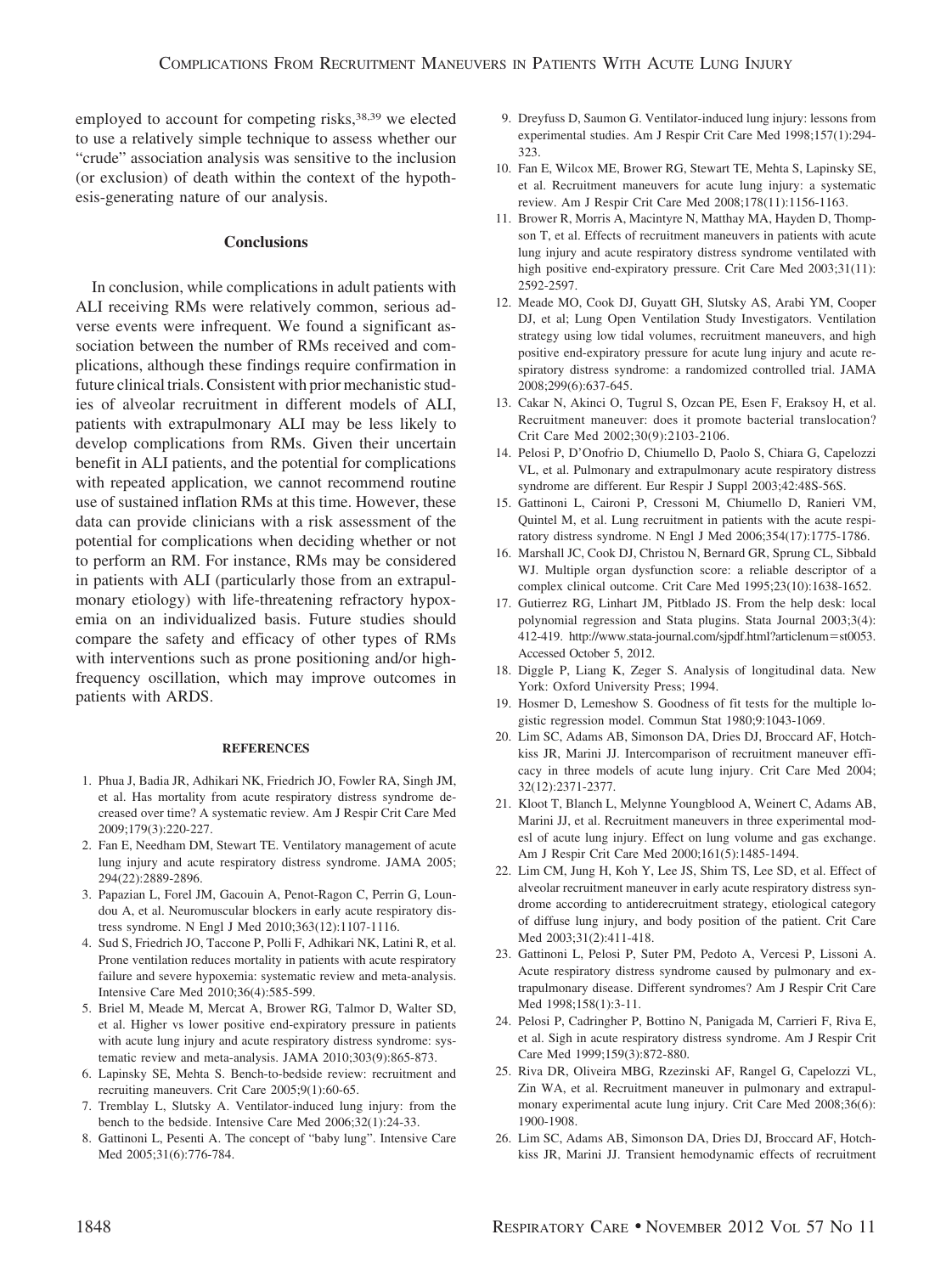employed to account for competing risks,[38,39] we elected to use a relatively simple technique to assess whether our "crude" association analysis was sensitive to the inclusion (or exclusion) of death within the context of the hypothesis-generating nature of our analysis.

## Conclusions

In conclusion, while complications in adult patients with ALI receiving RMs were relatively common, serious adverse events were infrequent. We found a significant association between the number of RMs received and complications, although these findings require confirmation in future clinical trials. Consistent with prior mechanistic studies of alveolar recruitment in different models of ALI, patients with extrapulmonary ALI may be less likely to develop complications from RMs. Given their uncertain benefit in ALI patients, and the potential for complications with repeated application, we cannot recommend routine use of sustained inflation RMs at this time. However, these data can provide clinicians with a risk assessment of the potential for complications when deciding whether or not to perform an RM. For instance, RMs may be considered in patients with ALI (particularly those from an extrapulmonary etiology) with life-threatening refractory hypoxemia on an individualized basis. Future studies should compare the safety and efficacy of other types of RMs with interventions such as prone positioning and/or high-frequency oscillation, which may improve outcomes in patients with ARDS.

## REFERENCES

1. Phua J, Badia JR, Adhikari NK, Friedrich JO, Fowler RA, Singh JM, et al. Has mortality from acute respiratory distress syndrome decreased over time? A systematic review. Am J Respir Crit Care Med 2009;179(3):220-227.
2. Fan E, Needham DM, Stewart TE. Ventilatory management of acute lung injury and acute respiratory distress syndrome. JAMA 2005; 294(22):2889-2896.
3. Papazian L, Forel JM, Gacouin A, Penot-Ragon C, Perrin G, Loundou A, et al. Neuromuscular blockers in early acute respiratory distress syndrome. N Engl J Med 2010;363(12):1107-1116.
4. Sud S, Friedrich JO, Taccone P, Polli F, Adhikari NK, Latini R, et al. Prone ventilation reduces mortality in patients with acute respiratory failure and severe hypoxemia: systematic review and meta-analysis. Intensive Care Med 2010;36(4):585-599.
5. Briel M, Meade M, Mercat A, Brower RG, Talmor D, Walter SD, et al. Higher vs lower positive end-expiratory pressure in patients with acute lung injury and acute respiratory distress syndrome: systematic review and meta-analysis. JAMA 2010;303(9):865-873.
6. Lapinsky SE, Mehta S. Bench-to-bedside review: recruitment and recruiting maneuvers. Crit Care 2005;9(1):60-65.
7. Tremblay L, Slutsky A. Ventilator-induced lung injury: from the bench to the bedside. Intensive Care Med 2006;32(1):24-33.
8. Gattinoni L, Pesenti A. The concept of "baby lung". Intensive Care Med 2005;31(6):776-784.
9. Dreyfuss D, Saumon G. Ventilator-induced lung injury: lessons from experimental studies. Am J Respir Crit Care Med 1998;157(1):294-323.
10. Fan E, Wilcox ME, Brower RG, Stewart TE, Mehta S, Lapinsky SE, et al. Recruitment maneuvers for acute lung injury: a systematic review. Am J Respir Crit Care Med 2008;178(11):1156-1163.
11. Brower R, Morris A, Macintyre N, Matthay MA, Hayden D, Thompson T, et al. Effects of recruitment maneuvers in patients with acute lung injury and acute respiratory distress syndrome ventilated with high positive end-expiratory pressure. Crit Care Med 2003;31(11): 2592-2597.
12. Meade MO, Cook DJ, Guyatt GH, Slutsky AS, Arabi YM, Cooper DJ, et al; Lung Open Ventilation Study Investigators. Ventilation strategy using low tidal volumes, recruitment maneuvers, and high positive end-expiratory pressure for acute lung injury and acute respiratory distress syndrome: a randomized controlled trial. JAMA 2008;299(6):637-645.
13. Cakar N, Akinci O, Tugrul S, Ozcan PE, Esen F, Eraksoy H, et al. Recruitment maneuver: does it promote bacterial translocation? Crit Care Med 2002;30(9):2103-2106.
14. Pelosi P, D'Onofrio D, Chiumello D, Paolo S, Chiara G, Capelozzi VL, et al. Pulmonary and extrapulmonary acute respiratory distress syndrome are different. Eur Respir J Suppl 2003;42:48S-56S.
15. Gattinoni L, Caironi P, Cressoni M, Chiumello D, Ranieri VM, Quintel M, et al. Lung recruitment in patients with the acute respiratory distress syndrome. N Engl J Med 2006;354(17):1775-1786.
16. Marshall JC, Cook DJ, Christou N, Bernard GR, Sprung CL, Sibbald WJ. Multiple organ dysfunction score: a reliable descriptor of a complex clinical outcome. Crit Care Med 1995;23(10):1638-1652.
17. Gutierrez RG, Linhart JM, Pitblado JS. From the help desk: local polynomial regression and Stata plugins. Stata Journal 2003;3(4): 412-419. http://www.stata-journal.com/sjpdf.html?articlenum=st0053. Accessed October 5, 2012.
18. Diggle P, Liang K, Zeger S. Analysis of longitudinal data. New York: Oxford University Press; 1994.
19. Hosmer D, Lemeshow S. Goodness of fit tests for the multiple logistic regression model. Commun Stat 1980;9:1043-1069.
20. Lim SC, Adams AB, Simonson DA, Dries DJ, Broccard AF, Hotchkiss JR, Marini JJ. Intercomparison of recruitment maneuver efficacy in three models of acute lung injury. Crit Care Med 2004; 32(12):2371-2377.
21. Kloot T, Blanch L, Melynne Youngblood A, Weinert C, Adams AB, Marini JJ, et al. Recruitment maneuvers in three experimental modesl of acute lung injury. Effect on lung volume and gas exchange. Am J Respir Crit Care Med 2000;161(5):1485-1494.
22. Lim CM, Jung H, Koh Y, Lee JS, Shim TS, Lee SD, et al. Effect of alveolar recruitment maneuver in early acute respiratory distress syndrome according to antiderecruitment strategy, etiological category of diffuse lung injury, and body position of the patient. Crit Care Med 2003;31(2):411-418.
23. Gattinoni L, Pelosi P, Suter PM, Pedoto A, Vercesi P, Lissoni A. Acute respiratory distress syndrome caused by pulmonary and extrapulmonary disease. Different syndromes? Am J Respir Crit Care Med 1998;158(1):3-11.
24. Pelosi P, Cadringher P, Bottino N, Panigada M, Carrieri F, Riva E, et al. Sigh in acute respiratory distress syndrome. Am J Respir Crit Care Med 1999;159(3):872-880.
25. Riva DR, Oliveira MBG, Rzezinski AF, Rangel G, Capelozzi VL, Zin WA, et al. Recruitment maneuver in pulmonary and extrapulmonary experimental acute lung injury. Crit Care Med 2008;36(6): 1900-1908.
26. Lim SC, Adams AB, Simonson DA, Dries DJ, Broccard AF, Hotchkiss JR, Marini JJ. Transient hemodynamic effects of recruitment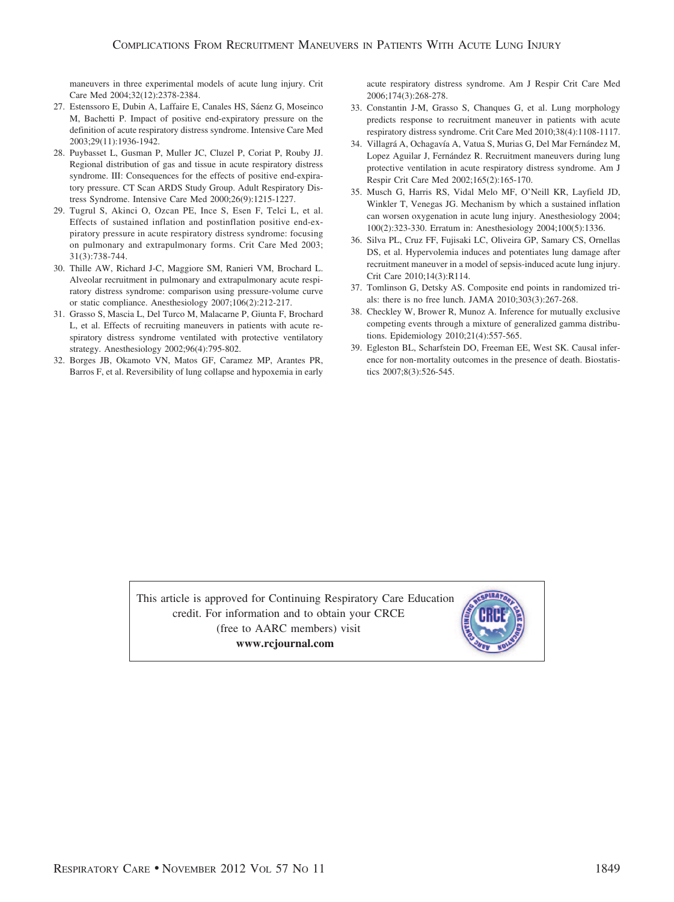maneuvers in three experimental models of acute lung injury. Crit Care Med 2004;32(12):2378-2384.

27. Estenssoro E, Dubin A, Laffaire E, Canales HS, Sáenz G, Moseinco M, Bachetti P. Impact of positive end-expiratory pressure on the definition of acute respiratory distress syndrome. Intensive Care Med 2003;29(11):1936-1942.
28. Puybasset L, Gusman P, Muller JC, Cluzel P, Coriat P, Rouby JJ. Regional distribution of gas and tissue in acute respiratory distress syndrome. III: Consequences for the effects of positive end-expiratory pressure. CT Scan ARDS Study Group. Adult Respiratory Distress Syndrome. Intensive Care Med 2000;26(9):1215-1227.
29. Tugrul S, Akinci O, Ozcan PE, Ince S, Esen F, Telci L, et al. Effects of sustained inflation and postinflation positive end-expiratory pressure in acute respiratory distress syndrome: focusing on pulmonary and extrapulmonary forms. Crit Care Med 2003; 31(3):738-744.
30. Thille AW, Richard J-C, Maggiore SM, Ranieri VM, Brochard L. Alveolar recruitment in pulmonary and extrapulmonary acute respiratory distress syndrome: comparison using pressure-volume curve or static compliance. Anesthesiology 2007;106(2):212-217.
31. Grasso S, Mascia L, Del Turco M, Malacarne P, Giunta F, Brochard L, et al. Effects of recruiting maneuvers in patients with acute respiratory distress syndrome ventilated with protective ventilatory strategy. Anesthesiology 2002;96(4):795-802.
32. Borges JB, Okamoto VN, Matos GF, Caramez MP, Arantes PR, Barros F, et al. Reversibility of lung collapse and hypoxemia in early acute respiratory distress syndrome. Am J Respir Crit Care Med 2006;174(3):268-278.
33. Constantin J-M, Grasso S, Chanques G, et al. Lung morphology predicts response to recruitment maneuver in patients with acute respiratory distress syndrome. Crit Care Med 2010;38(4):1108-1117.
34. Villagrá A, Ochagavía A, Vatua S, Murias G, Del Mar Fernández M, Lopez Aguilar J, Fernández R. Recruitment maneuvers during lung protective ventilation in acute respiratory distress syndrome. Am J Respir Crit Care Med 2002;165(2):165-170.
35. Musch G, Harris RS, Vidal Melo MF, O'Neill KR, Layfield JD, Winkler T, Venegas JG. Mechanism by which a sustained inflation can worsen oxygenation in acute lung injury. Anesthesiology 2004; 100(2):323-330. Erratum in: Anesthesiology 2004;100(5):1336.
36. Silva PL, Cruz FF, Fujisaki LC, Oliveira GP, Samary CS, Ornellas DS, et al. Hypervolemia induces and potentiates lung damage after recruitment maneuver in a model of sepsis-induced acute lung injury. Crit Care 2010;14(3):R114.
37. Tomlinson G, Detsky AS. Composite end points in randomized trials: there is no free lunch. JAMA 2010;303(3):267-268.
38. Checkley W, Brower R, Munoz A. Inference for mutually exclusive competing events through a mixture of generalized gamma distributions. Epidemiology 2010;21(4):557-565.
39. Egleston BL, Scharfstein DO, Freeman EE, West SK. Causal inference for non-mortality outcomes in the presence of death. Biostatistics 2007;8(3):526-545.

This article is approved for Continuing Respiratory Care Education credit. For information and to obtain your CRCE (free to AARC members) visit **www.rcjournal.com**